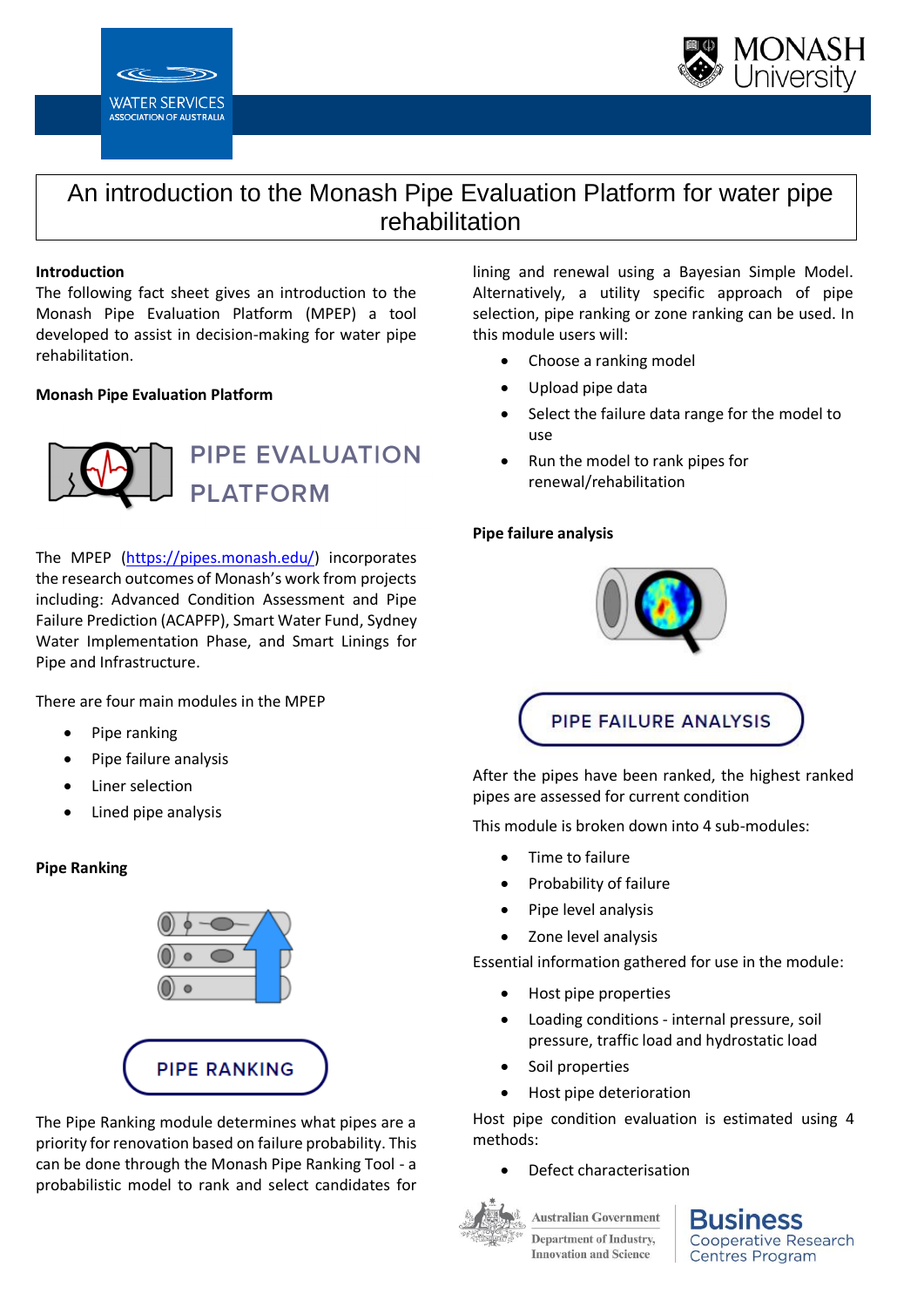# An introduction to the Monash Pipe Evaluation Platform for water pipe rehabilitation

**Introduction**

The following fact sheet gives an introduction to the Monash Pipe Evaluation Platform (MPEP) a tool developed to assist in decision-making for water pipe rehabilitation.

**Monash Pipe Evaluation Platform**

PIPE EVALUATION PLATFORM

The MPEP (https://pipes.monash.edu/) incorporates the research outcomes of Monash's work from projects including: Advanced Condition Assessment and Pipe Failure Prediction (ACAPFP), Smart Water Fund, Sydney Water Implementation Phase, and Smart Linings for Pipe and Infrastructure.

There are four main modules in the MPEP

- Pipe ranking
- Pipe failure analysis
- Liner selection
- Lined pipe analysis

**Pipe Ranking**

PIPE RANKING

The Pipe Ranking module determines what pipes are a priority for renovation based on failure probability. This can be done through the Monash Pipe Ranking Tool - a probabilistic model to rank and select candidates for lining and renewal using a Bayesian Simple Model. Alternatively, a utility specific approach of pipe selection, pipe ranking or zone ranking can be used. In this module users will:

- Choose a ranking model
- Upload pipe data
- Select the failure data range for the model to use
- Run the model to rank pipes for renewal/rehabilitation

**Pipe failure analysis**

PIPE FAILURE ANALYSIS

After the pipes have been ranked, the highest ranked pipes are assessed for current condition

This module is broken down into 4 sub-modules:

- Time to failure
- Probability of failure
- Pipe level analysis
- Zone level analysis

Essential information gathered for use in the module:

- Host pipe properties
- Loading conditions - internal pressure, soil pressure, traffic load and hydrostatic load
- Soil properties
- Host pipe deterioration

Host pipe condition evaluation is estimated using 4 methods:

- Defect characterisation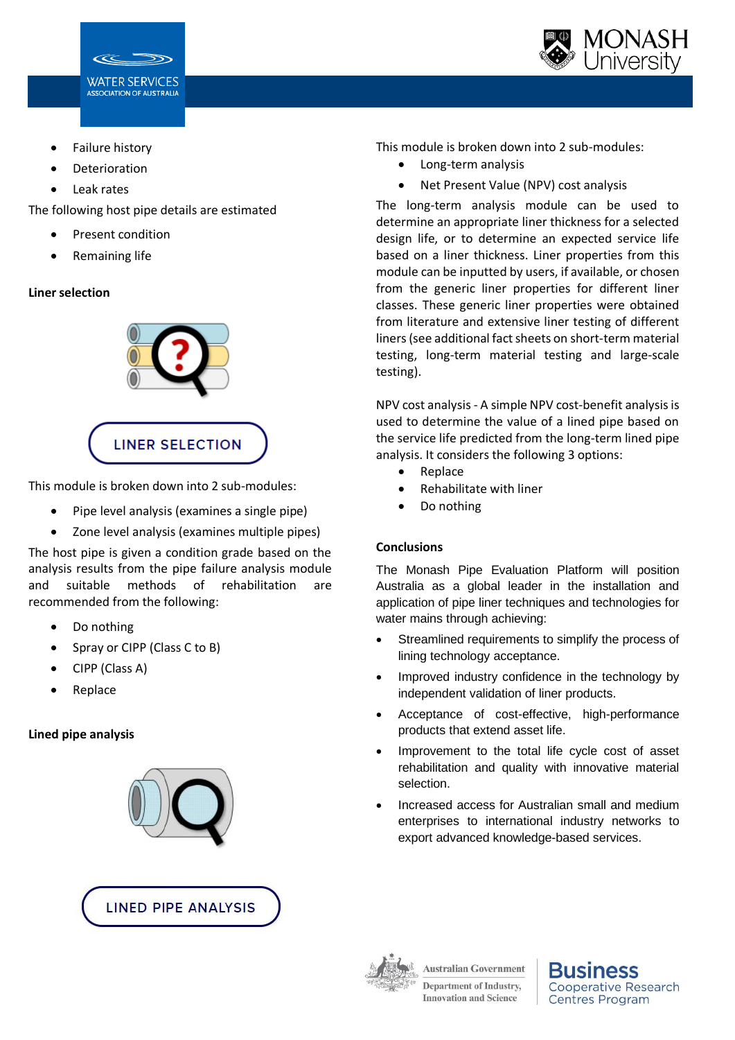- Failure history
- Deterioration
- Leak rates

The following host pipe details are estimated

- Present condition
- Remaining life

**Liner selection**

LINER SELECTION

This module is broken down into 2 sub-modules:

- Pipe level analysis (examines a single pipe)
- Zone level analysis (examines multiple pipes)

The host pipe is given a condition grade based on the analysis results from the pipe failure analysis module and suitable methods of rehabilitation are recommended from the following:

- Do nothing
- Spray or CIPP (Class C to B)
- CIPP (Class A)
- Replace

**Lined pipe analysis**

LINED PIPE ANALYSIS

This module is broken down into 2 sub-modules:

- Long-term analysis
- Net Present Value (NPV) cost analysis

The long-term analysis module can be used to determine an appropriate liner thickness for a selected design life, or to determine an expected service life based on a liner thickness. Liner properties from this module can be inputted by users, if available, or chosen from the generic liner properties for different liner classes. These generic liner properties were obtained from literature and extensive liner testing of different liners (see additional fact sheets on short-term material testing, long-term material testing and large-scale testing).

NPV cost analysis - A simple NPV cost-benefit analysis is used to determine the value of a lined pipe based on the service life predicted from the long-term lined pipe analysis. It considers the following 3 options:

- Replace
- Rehabilitate with liner
- Do nothing

**Conclusions**

The Monash Pipe Evaluation Platform will position Australia as a global leader in the installation and application of pipe liner techniques and technologies for water mains through achieving:

- Streamlined requirements to simplify the process of lining technology acceptance.
- Improved industry confidence in the technology by independent validation of liner products.
- Acceptance of cost-effective, high-performance products that extend asset life.
- Improvement to the total life cycle cost of asset rehabilitation and quality with innovative material selection.
- Increased access for Australian small and medium enterprises to international industry networks to export advanced knowledge-based services.